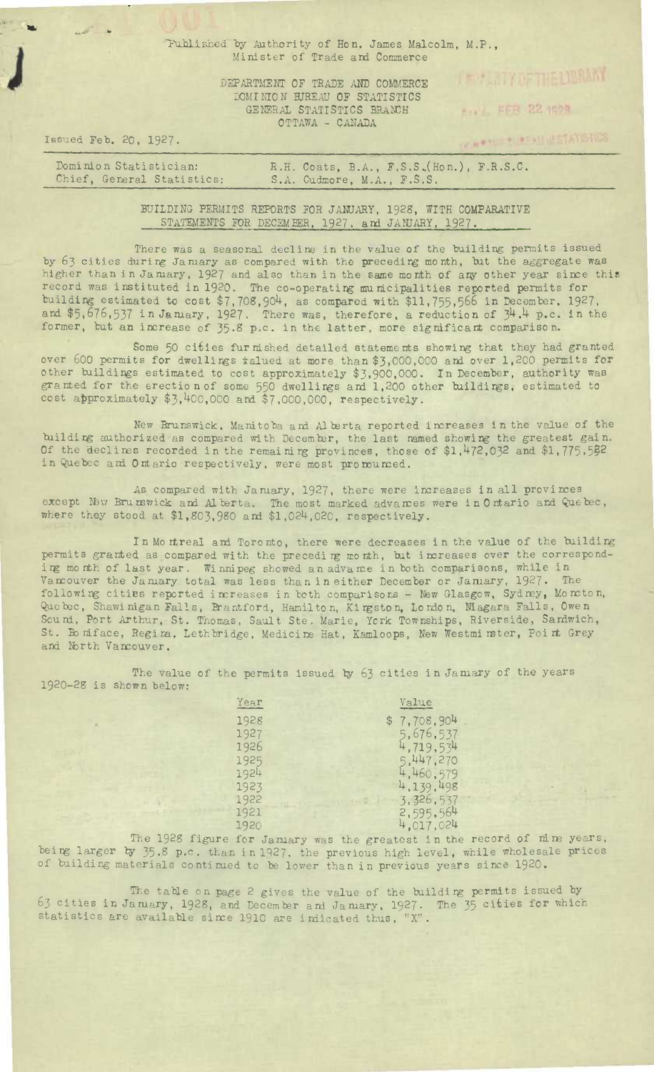Published by Authority of Hon. James Malcolm, M.P., Minister of Trade and Commerce

DEPARTMENT OF TRADE AND COMMERCE
DOMINION BUREAU OF STATISTICS
GENERAL STATISTICS BRANCH
OTTAWA - CANADA

Issued Feb. 20, 1927.

Dominion Statistician: R.H. Coats, B.A., F.S.S.(Hon.), F.R.S.C.
Chief, General Statistics: S.A. Cudmore, M.A., F.S.S.

## BUILDING PERMITS REPORTS FOR JANUARY, 1928, WITH COMPARATIVE STATEMENTS FOR DECEMBER, 1927, and JANUARY, 1927.

There was a seasonal decline in the value of the building permits issued by 63 cities during January as compared with the preceding month, but the aggregate was higher than in January, 1927 and also than in the same month of any other year since this record was instituted in 1920. The co-operating municipalities reported permits for building estimated to cost $7,708,904, as compared with $11,755,566 in December, 1927, and $5,676,537 in January, 1927. There was, therefore, a reduction of 34.4 p.c. in the former, but an increase of 35.8 p.c. in the latter, more significant comparison.

Some 50 cities furnished detailed statements showing that they had granted over 600 permits for dwellings valued at more than $3,000,000 and over 1,200 permits for other buildings estimated to cost approximately $3,900,000. In December, authority was granted for the erection of some 550 dwellings and 1,200 other buildings, estimated to cost approximately $3,400,000 and $7,000,000, respectively.

New Brunswick, Manitoba and Alberta reported increases in the value of the building authorized as compared with December, the last named showing the greatest gain. Of the declines recorded in the remaining provinces, those of $1,472,032 and $1,775,582 in Quebec and Ontario respectively, were most pronounced.

As compared with January, 1927, there were increases in all provinces except New Brunswick and Alberta. The most marked advances were in Ontario and Quebec, where they stood at $1,803,980 and $1,024,020, respectively.

In Montreal and Toronto, there were decreases in the value of the building permits granted as compared with the preceding month, but increases over the corresponding month of last year. Winnipeg showed an advance in both comparisons, while in Vancouver the January total was less than in either December or January, 1927. The following cities reported increases in both comparisons - New Glasgow, Sydney, Moncton, Quebec, Shawinigan Falls, Brantford, Hamilton, Kingston, London, Niagara Falls, Owen Sound, Port Arthur, St. Thomas, Sault Ste. Marie, York Townships, Riverside, Sandwich, St. Boniface, Regina, Lethbridge, Medicine Hat, Kamloops, New Westminster, Point Grey and North Vancouver.

The value of the permits issued by 63 cities in January of the years 1920-28 is shown below:

| Year | Value |
|---|---|
| 1928 | $ 7,708,904 |
| 1927 | 5,676,537 |
| 1926 | 4,719,534 |
| 1925 | 5,447,270 |
| 1924 | 4,460,579 |
| 1923 | 4,139,498 |
| 1922 | 3,326,537 |
| 1921 | 2,595,564 |
| 1920 | 4,017,024 |

The 1928 figure for January was the greatest in the record of nine years, being larger by 35.8 p.c. than in 1927, the previous high level, while wholesale prices of building materials continued to be lower than in previous years since 1920.

The table on page 2 gives the value of the building permits issued by 63 cities in January, 1928, and December and January, 1927. The 35 cities for which statistics are available since 1910 are indicated thus, "X".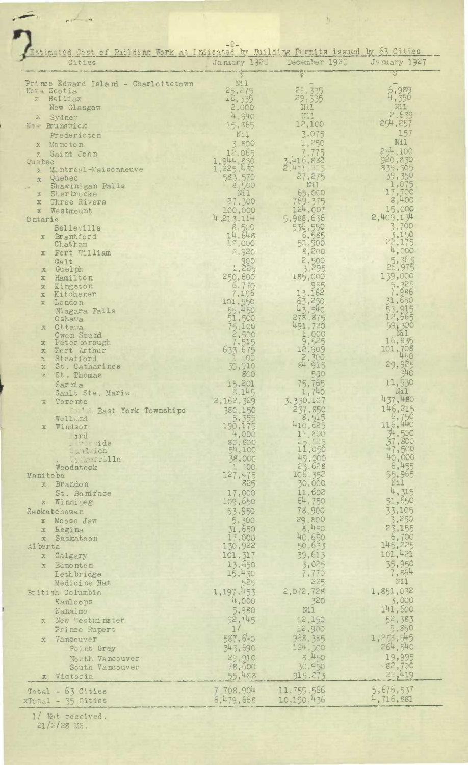## Estimated Cost of Building Work as Indicated by Building Permits issued by 63 Cities

| Cities | January 1928 | December 1927 | January 1927 |
|---|---|---|---|
| | $ | $ | $ |
| Prince Edward Island - Charlottetown | Nil | - | - |
| Nova Scotia | 25,275 | 29,335 | 6,989 |
| x Halifax | 18,335 | 29,335 | 4,350 |
| New Glasgow | 2,000 | Nil | Nil |
| x Sydney | 4,940 | Nil | 2,639 |
| New Brunswick | 15,365 | 12,100 | 254,257 |
| Fredericton | Nil | 3,075 | 157 |
| x Moncton | 3,800 | 1,250 | Nil |
| x Saint John | 12,065 | 7,775 | 254,100 |
| Quebec | 1,944,850 | 3,416,882 | 920,830 |
| x Montreal-Maisonneuve | 1,225,480 | 2,431,325 | 839,305 |
| x Quebec | 583,570 | 27,275 | 39,350 |
| Shawinigan Falls | 8,500 | Nil | 1,075 |
| x Sherbrooke | Nil | 65,000 | 17,700 |
| x Three Rivers | 27,300 | 769,375 | 8,400 |
| x Westmount | 100,000 | 124,007 | 15,000 |
| Ontario | 4,213,114 | 5,988,636 | 2,409,134 |
| Belleville | 8,500 | 536,550 | 3,700 |
| x Brantford | 14,648 | 6,585 | 3,150 |
| Chatham | 18,000 | 50,900 | 22,175 |
| x Fort William | 2,920 | 8,200 | 4,000 |
| Galt | 900 | 2,500 | 5,365 |
| x Guelph | 1,225 | 3,295 | 26,975 |
| x Hamilton | 250,600 | 185,000 | 139,000 |
| x Kingston | 6,770 | 955 | 5,325 |
| x Kitchener | 7,196 | 13,162 | 7,986 |
| x London | 101,550 | 63,250 | 31,650 |
| Niagara Falls | 55,450 | 43,540 | 53,915 |
| Oshawa | 51,500 | 278,875 | 12,665 |
| x Ottawa | 75,100 | 491,720 | 59,300 |
| Owen Sound | 2,500 | 1,000 | Nil |
| x Peterborough | 7,515 | 9,525 | 16,835 |
| x Port Arthur | 633,675 | 12,909 | 101,708 |
| x Stratford | 1,100 | 2,300 | 450 |
| x St. Catharines | 39,910 | 84,915 | 29,925 |
| x St. Thomas | 800 | 590 | 340 |
| Sarnia | 15,201 | 75,765 | 11,530 |
| Sault Ste. Marie | 8,145 | 1,740 | Nil |
| x Toronto | 2,162,329 | 3,330,107 | 437,480 |
| York & East York Townships | 380,150 | 237,850 | 146,215 |
| Welland | 5,355 | 8,515 | 6,750 |
| x Windsor | 190,175 | 410,625 | 116,440 |
| Ford | 4,000 | 17,800 | 34,500 |
| Riverside | 80,800 | 29,625 | 37,800 |
| Sandwich | 54,100 | 11,050 | 47,500 |
| Walkerville | 38,000 | 49,000 | 40,000 |
| Woodstock | 1,100 | 23,628 | 6,455 |
| Manitoba | 127,475 | 106,352 | 55,965 |
| x Brandon | 825 | 30,000 | Nil |
| St. Boniface | 17,000 | 11,602 | 4,315 |
| x Winnipeg | 109,650 | 64,750 | 51,650 |
| Saskatchewan | 53,950 | 78,900 | 33,105 |
| x Moose Jaw | 5,300 | 29,800 | 3,250 |
| x Regina | 31,650 | 8,450 | 23,155 |
| x Saskatoon | 17,000 | 40,650 | 6,700 |
| Alberta | 130,922 | 50,633 | 145,225 |
| x Calgary | 101,317 | 39,613 | 101,421 |
| x Edmonton | 13,650 | 3,025 | 35,950 |
| Lethbridge | 15,430 | 7,770 | 7,854 |
| Medicine Hat | 525 | 225 | Nil |
| British Columbia | 1,197,453 | 2,072,728 | 1,851,032 |
| Kamloops | 4,000 | 320 | 3,000 |
| Nanaimo | 5,980 | Nil | 141,600 |
| x New Westminster | 92,145 | 12,150 | 52,383 |
| Prince Rupert | 1/ | 12,900 | 5,850 |
| x Vancouver | 587,640 | 968,385 | 1,253,545 |
| Point Grey | 343,690 | 124,300 | 264,540 |
| North Vancouver | 29,910 | 8,450 | 19,995 |
| South Vancouver | 78,600 | 30,950 | 82,700 |
| x Victoria | 55,488 | 915,273 | 28,419 |
| Total - 63 Cities | 7,708,904 | 11,755,566 | 5,676,537 |
| xTotal - 35 Cities | 6,479,668 | 10,190,436 | 4,716,881 |

1/ Not received.

21/2/28 MS.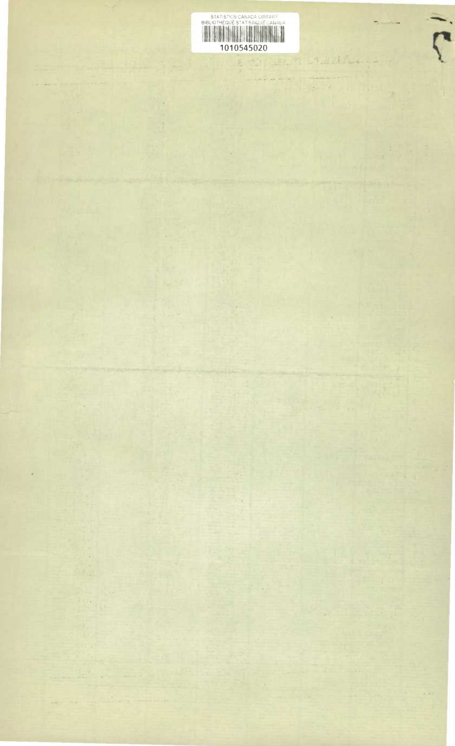STATISTICS CANADA LIBRARY
BIBLIOTHÈQUE STATISTIQUE CANADA

1010545020